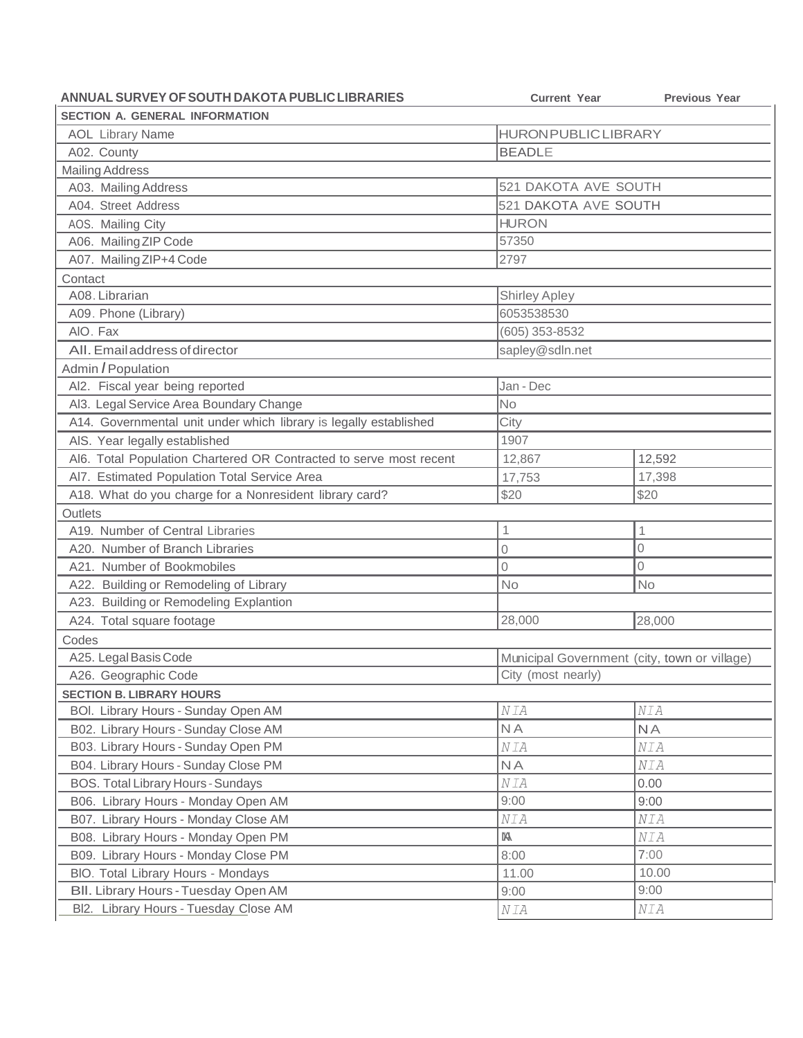# ANNUAL SURVEY OF SOUTH DAKOTA PUBLIC LIBRARIES

| | Current Year | Previous Year |
|---|---|---|
| **SECTION A. GENERAL INFORMATION** | | |
| AOL Library Name | HURON PUBLIC LIBRARY | |
| A02. County | BEADLE | |
| Mailing Address | | |
| A03. Mailing Address | 521 DAKOTA AVE SOUTH | |
| A04. Street Address | 521 DAKOTA AVE SOUTH | |
| AOS. Mailing City | HURON | |
| A06. Mailing ZIP Code | 57350 | |
| A07. Mailing ZIP+4 Code | 2797 | |
| Contact | | |
| A08. Librarian | Shirley Apley | |
| A09. Phone (Library) | 6053538530 | |
| AlO. Fax | (605) 353-8532 | |
| All. Email address of director | sapley@sdln.net | |
| Admin / Population | | |
| Al2. Fiscal year being reported | Jan - Dec | |
| Al3. Legal Service Area Boundary Change | No | |
| A14. Governmental unit under which library is legally established | City | |
| AlS. Year legally established | 1907 | |
| Al6. Total Population Chartered OR Contracted to serve most recent | 12,867 | 12,592 |
| Al7. Estimated Population Total Service Area | 17,753 | 17,398 |
| A18. What do you charge for a Nonresident library card? | $20 | $20 |
| Outlets | | |
| A19. Number of Central Libraries | 1 | 1 |
| A20. Number of Branch Libraries | 0 | 0 |
| A21. Number of Bookmobiles | 0 | 0 |
| A22. Building or Remodeling of Library | No | No |
| A23. Building or Remodeling Explantion | | |
| A24. Total square footage | 28,000 | 28,000 |
| Codes | | |
| A25. Legal Basis Code | Municipal Government (city, town or village) | |
| A26. Geographic Code | City (most nearly) | |
| **SECTION B. LIBRARY HOURS** | | |
| BOl. Library Hours - Sunday Open AM | NIA | NIA |
| B02. Library Hours - Sunday Close AM | NA | NA |
| B03. Library Hours - Sunday Open PM | NIA | NIA |
| B04. Library Hours - Sunday Close PM | NA | NIA |
| BOS. Total Library Hours - Sundays | NIA | 0.00 |
| B06. Library Hours - Monday Open AM | 9:00 | 9:00 |
| B07. Library Hours - Monday Close AM | NIA | NIA |
| B08. Library Hours - Monday Open PM | NA | NIA |
| B09. Library Hours - Monday Close PM | 8:00 | 7:00 |
| BlO. Total Library Hours - Mondays | 11.00 | 10.00 |
| Bll. Library Hours - Tuesday Open AM | 9:00 | 9:00 |
| Bl2. Library Hours - Tuesday Close AM | NIA | NIA |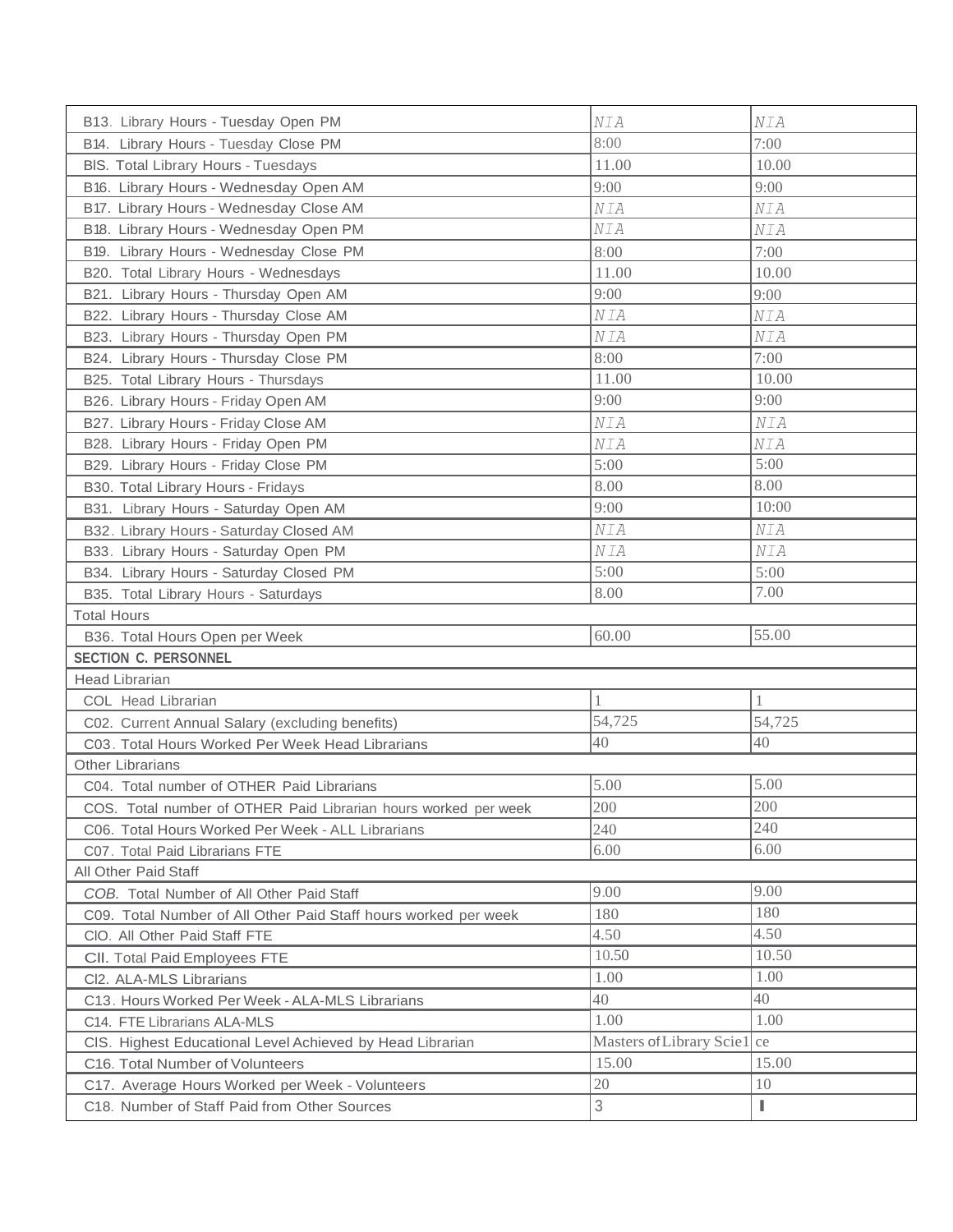| | | |
|---|---|---|
| B13. Library Hours - Tuesday Open PM | NIA | NIA |
| B14. Library Hours - Tuesday Close PM | 8:00 | 7:00 |
| BIS. Total Library Hours - Tuesdays | 11.00 | 10.00 |
| B16. Library Hours - Wednesday Open AM | 9:00 | 9:00 |
| B17. Library Hours - Wednesday Close AM | NIA | NIA |
| B18. Library Hours - Wednesday Open PM | NIA | NIA |
| B19. Library Hours - Wednesday Close PM | 8:00 | 7:00 |
| B20. Total Library Hours - Wednesdays | 11.00 | 10.00 |
| B21. Library Hours - Thursday Open AM | 9:00 | 9:00 |
| B22. Library Hours - Thursday Close AM | NIA | NIA |
| B23. Library Hours - Thursday Open PM | NIA | NIA |
| B24. Library Hours - Thursday Close PM | 8:00 | 7:00 |
| B25. Total Library Hours - Thursdays | 11.00 | 10.00 |
| B26. Library Hours - Friday Open AM | 9:00 | 9:00 |
| B27. Library Hours - Friday Close AM | NIA | NIA |
| B28. Library Hours - Friday Open PM | NIA | NIA |
| B29. Library Hours - Friday Close PM | 5:00 | 5:00 |
| B30. Total Library Hours - Fridays | 8.00 | 8.00 |
| B31. Library Hours - Saturday Open AM | 9:00 | 10:00 |
| B32. Library Hours - Saturday Closed AM | NIA | NIA |
| B33. Library Hours - Saturday Open PM | NIA | NIA |
| B34. Library Hours - Saturday Closed PM | 5:00 | 5:00 |
| B35. Total Library Hours - Saturdays | 8.00 | 7.00 |
| Total Hours | | |
| B36. Total Hours Open per Week | 60.00 | 55.00 |
| **SECTION C. PERSONNEL** | | |
| Head Librarian | | |
| COL Head Librarian | 1 | 1 |
| C02. Current Annual Salary (excluding benefits) | 54,725 | 54,725 |
| C03. Total Hours Worked Per Week Head Librarians | 40 | 40 |
| Other Librarians | | |
| C04. Total number of OTHER Paid Librarians | 5.00 | 5.00 |
| COS. Total number of OTHER Paid Librarian hours worked per week | 200 | 200 |
| C06. Total Hours Worked Per Week - ALL Librarians | 240 | 240 |
| C07. Total Paid Librarians FTE | 6.00 | 6.00 |
| All Other Paid Staff | | |
| *COB.* Total Number of All Other Paid Staff | 9.00 | 9.00 |
| C09. Total Number of All Other Paid Staff hours worked per week | 180 | 180 |
| ClO. All Other Paid Staff FTE | 4.50 | 4.50 |
| CII. Total Paid Employees FTE | 10.50 | 10.50 |
| Cl2. ALA-MLS Librarians | 1.00 | 1.00 |
| C13. Hours Worked Per Week - ALA-MLS Librarians | 40 | 40 |
| C14. FTE Librarians ALA-MLS | 1.00 | 1.00 |
| CIS. Highest Educational Level Achieved by Head Librarian | Masters of Library Scie1 | ce |
| C16. Total Number of Volunteers | 15.00 | 15.00 |
| C17. Average Hours Worked per Week - Volunteers | 20 | 10 |
| C18. Number of Staff Paid from Other Sources | 3 | I |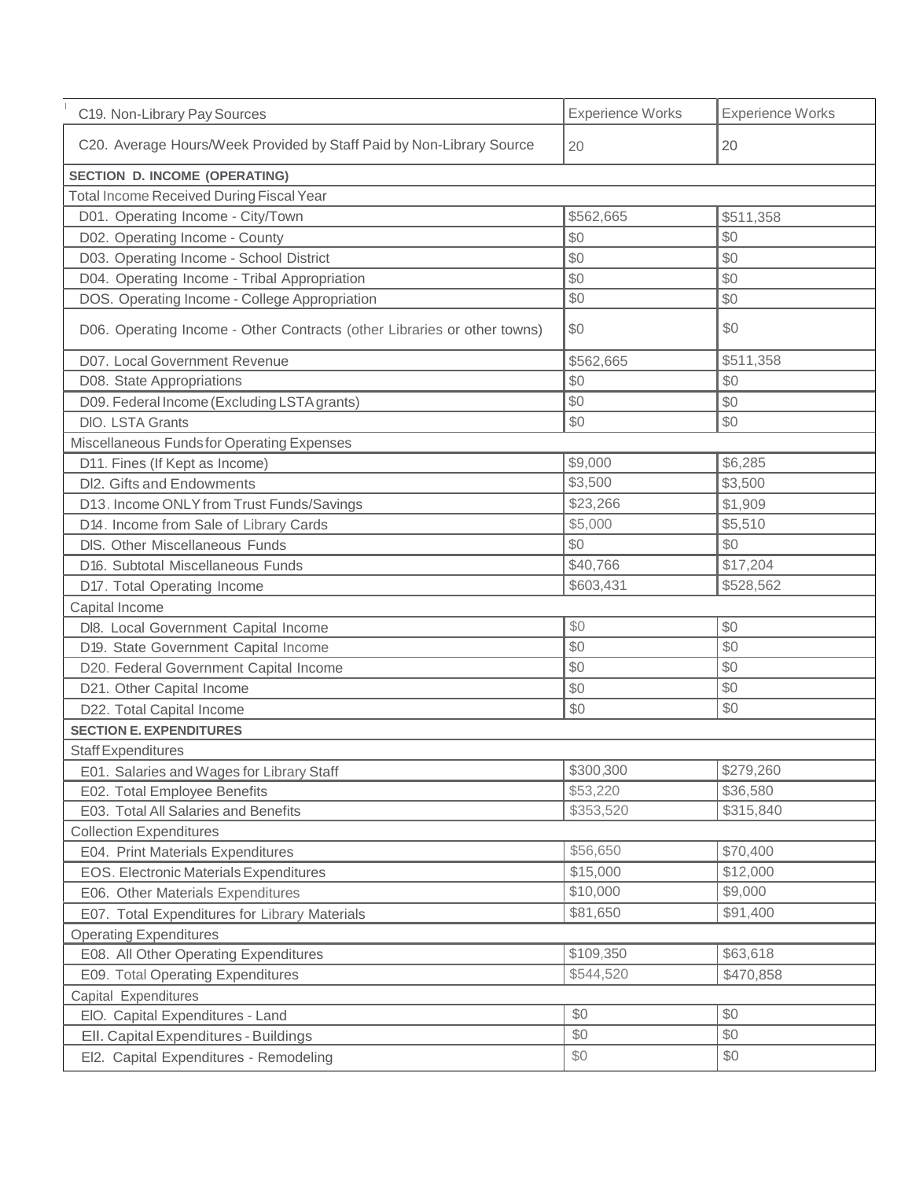| C19. Non-Library Pay Sources | Experience Works | Experience Works |
|---|---|---|
| C20. Average Hours/Week Provided by Staff Paid by Non-Library Source | 20 | 20 |
| **SECTION D. INCOME (OPERATING)** | | |
| Total Income Received During Fiscal Year | | |
| D01. Operating Income - City/Town | $562,665 | $511,358 |
| D02. Operating Income - County | $0 | $0 |
| D03. Operating Income - School District | $0 | $0 |
| D04. Operating Income - Tribal Appropriation | $0 | $0 |
| DOS. Operating Income - College Appropriation | $0 | $0 |
| D06. Operating Income - Other Contracts (other Libraries or other towns) | $0 | $0 |
| D07. Local Government Revenue | $562,665 | $511,358 |
| D08. State Appropriations | $0 | $0 |
| D09. Federal Income (Excluding LSTA grants) | $0 | $0 |
| DIO. LSTA Grants | $0 | $0 |
| Miscellaneous Funds for Operating Expenses | | |
| D11. Fines (If Kept as Income) | $9,000 | $6,285 |
| DI2. Gifts and Endowments | $3,500 | $3,500 |
| D13. Income ONLY from Trust Funds/Savings | $23,266 | $1,909 |
| D14. Income from Sale of Library Cards | $5,000 | $5,510 |
| DIS. Other Miscellaneous Funds | $0 | $0 |
| D16. Subtotal Miscellaneous Funds | $40,766 | $17,204 |
| D17. Total Operating Income | $603,431 | $528,562 |
| Capital Income | | |
| DI8. Local Government Capital Income | $0 | $0 |
| D19. State Government Capital Income | $0 | $0 |
| D20. Federal Government Capital Income | $0 | $0 |
| D21. Other Capital Income | $0 | $0 |
| D22. Total Capital Income | $0 | $0 |
| **SECTION E. EXPENDITURES** | | |
| Staff Expenditures | | |
| E01. Salaries and Wages for Library Staff | $300,300 | $279,260 |
| E02. Total Employee Benefits | $53,220 | $36,580 |
| E03. Total All Salaries and Benefits | $353,520 | $315,840 |
| Collection Expenditures | | |
| E04. Print Materials Expenditures | $56,650 | $70,400 |
| EOS. Electronic Materials Expenditures | $15,000 | $12,000 |
| E06. Other Materials Expenditures | $10,000 | $9,000 |
| E07. Total Expenditures for Library Materials | $81,650 | $91,400 |
| Operating Expenditures | | |
| E08. All Other Operating Expenditures | $109,350 | $63,618 |
| E09. Total Operating Expenditures | $544,520 | $470,858 |
| Capital Expenditures | | |
| EIO. Capital Expenditures - Land | $0 | $0 |
| EII. Capital Expenditures - Buildings | $0 | $0 |
| EI2. Capital Expenditures - Remodeling | $0 | $0 |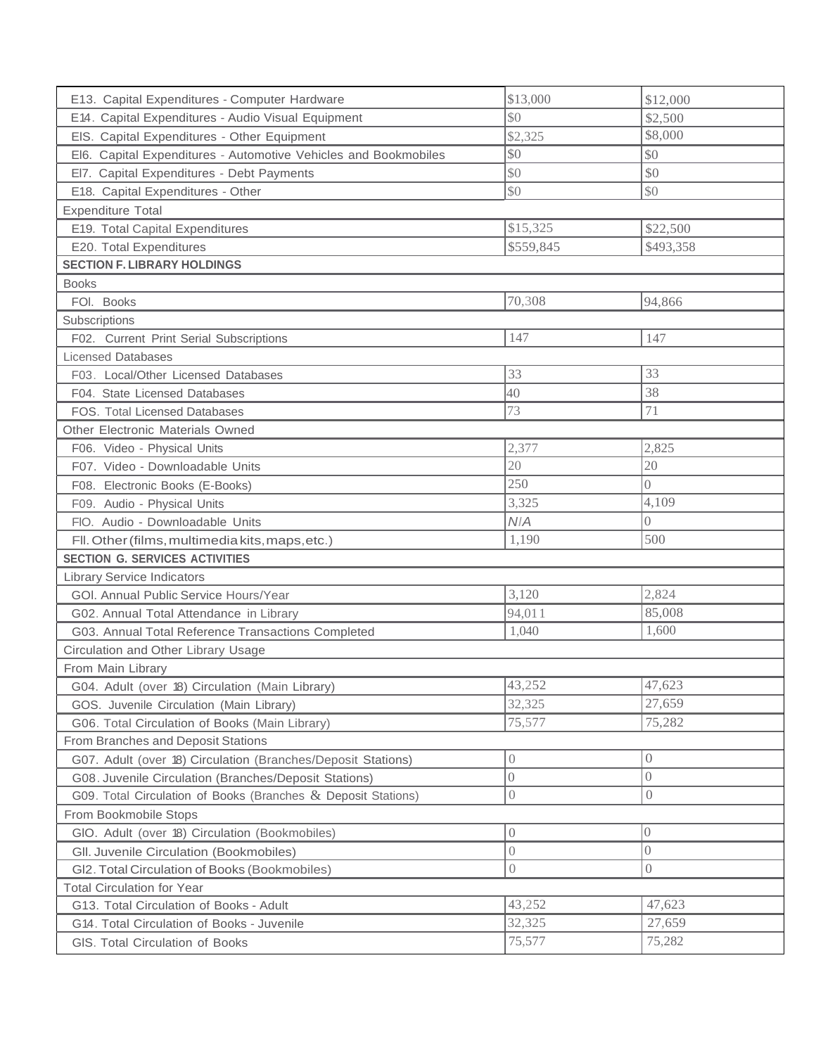| | | |
|---|---|---|
| E13. Capital Expenditures - Computer Hardware | $13,000 | $12,000 |
| E14. Capital Expenditures - Audio Visual Equipment | $0 | $2,500 |
| EIS. Capital Expenditures - Other Equipment | $2,325 | $8,000 |
| El6. Capital Expenditures - Automotive Vehicles and Bookmobiles | $0 | $0 |
| El7. Capital Expenditures - Debt Payments | $0 | $0 |
| E18. Capital Expenditures - Other | $0 | $0 |
| Expenditure Total | | |
| E19. Total Capital Expenditures | $15,325 | $22,500 |
| E20. Total Expenditures | $559,845 | $493,358 |
| **SECTION F. LIBRARY HOLDINGS** | | |
| Books | | |
| FOl. Books | 70,308 | 94,866 |
| Subscriptions | | |
| F02. Current Print Serial Subscriptions | 147 | 147 |
| Licensed Databases | | |
| F03. Local/Other Licensed Databases | 33 | 33 |
| F04. State Licensed Databases | 40 | 38 |
| FOS. Total Licensed Databases | 73 | 71 |
| Other Electronic Materials Owned | | |
| F06. Video - Physical Units | 2,377 | 2,825 |
| F07. Video - Downloadable Units | 20 | 20 |
| F08. Electronic Books (E-Books) | 250 | 0 |
| F09. Audio - Physical Units | 3,325 | 4,109 |
| FlO. Audio - Downloadable Units | N/A | 0 |
| Fll. Other (films, multimedia kits, maps, etc.) | 1,190 | 500 |
| **SECTION G. SERVICES ACTIVITIES** | | |
| Library Service Indicators | | |
| GOl. Annual Public Service Hours/Year | 3,120 | 2,824 |
| G02. Annual Total Attendance in Library | 94,011 | 85,008 |
| G03. Annual Total Reference Transactions Completed | 1,040 | 1,600 |
| Circulation and Other Library Usage | | |
| From Main Library | | |
| G04. Adult (over 18) Circulation (Main Library) | 43,252 | 47,623 |
| GOS. Juvenile Circulation (Main Library) | 32,325 | 27,659 |
| G06. Total Circulation of Books (Main Library) | 75,577 | 75,282 |
| From Branches and Deposit Stations | | |
| G07. Adult (over 18) Circulation (Branches/Deposit Stations) | 0 | 0 |
| G08. Juvenile Circulation (Branches/Deposit Stations) | 0 | 0 |
| G09. Total Circulation of Books (Branches & Deposit Stations) | 0 | 0 |
| From Bookmobile Stops | | |
| GlO. Adult (over 18) Circulation (Bookmobiles) | 0 | 0 |
| Gll. Juvenile Circulation (Bookmobiles) | 0 | 0 |
| Gl2. Total Circulation of Books (Bookmobiles) | 0 | 0 |
| Total Circulation for Year | | |
| G13. Total Circulation of Books - Adult | 43,252 | 47,623 |
| G14. Total Circulation of Books - Juvenile | 32,325 | 27,659 |
| GIS. Total Circulation of Books | 75,577 | 75,282 |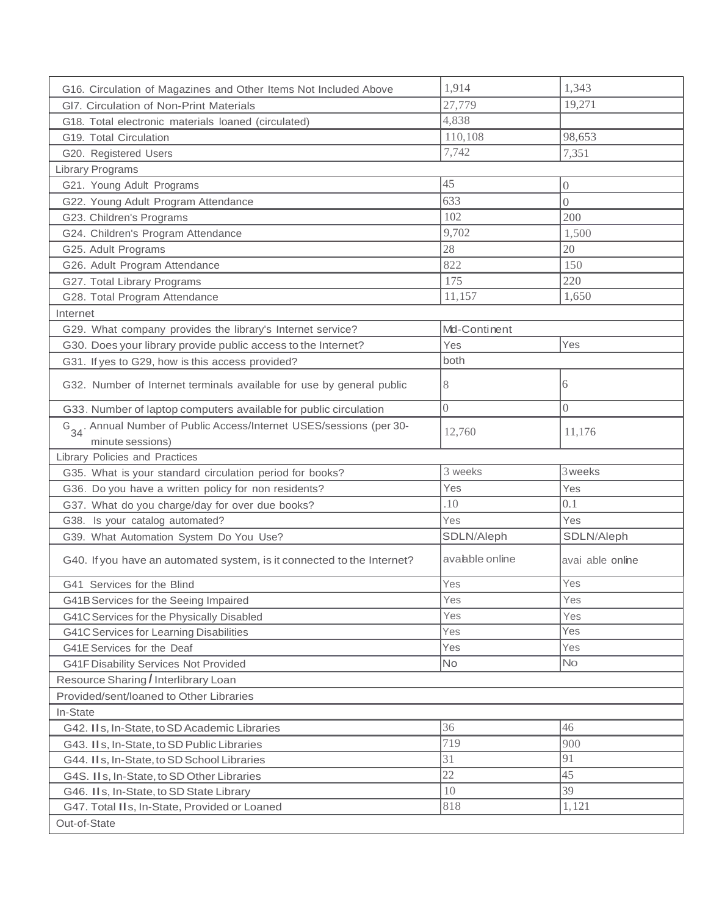| | | |
|---|---|---|
| G16. Circulation of Magazines and Other Items Not Included Above | 1,914 | 1,343 |
| Gl7. Circulation of Non-Print Materials | 27,779 | 19,271 |
| G18. Total electronic materials loaned (circulated) | 4,838 | |
| G19. Total Circulation | 110,108 | 98,653 |
| G20. Registered Users | 7,742 | 7,351 |
| Library Programs | | |
| G21. Young Adult Programs | 45 | 0 |
| G22. Young Adult Program Attendance | 633 | 0 |
| G23. Children's Programs | 102 | 200 |
| G24. Children's Program Attendance | 9,702 | 1,500 |
| G25. Adult Programs | 28 | 20 |
| G26. Adult Program Attendance | 822 | 150 |
| G27. Total Library Programs | 175 | 220 |
| G28. Total Program Attendance | 11,157 | 1,650 |
| Internet | | |
| G29. What company provides the library's Internet service? | Mid-Continent | |
| G30. Does your library provide public access to the Internet? | Yes | Yes |
| G31. If yes to G29, how is this access provided? | both | |
| G32. Number of Internet terminals available for use by general public | 8 | 6 |
| G33. Number of laptop computers available for public circulation | 0 | 0 |
| G34. Annual Number of Public Access/Internet USES/sessions (per 30-minute sessions) | 12,760 | 11,176 |
| Library Policies and Practices | | |
| G35. What is your standard circulation period for books? | 3 weeks | 3 weeks |
| G36. Do you have a written policy for non residents? | Yes | Yes |
| G37. What do you charge/day for over due books? | .10 | 0.1 |
| G38. Is your catalog automated? | Yes | Yes |
| G39. What Automation System Do You Use? | SDLN/Aleph | SDLN/Aleph |
| G40. If you have an automated system, is it connected to the Internet? | available online | avai able online |
| G41 Services for the Blind | Yes | Yes |
| G41B Services for the Seeing Impaired | Yes | Yes |
| G41C Services for the Physically Disabled | Yes | Yes |
| G41C Services for Learning Disabilities | Yes | Yes |
| G41E Services for the Deaf | Yes | Yes |
| G41F Disability Services Not Provided | No | No |
| Resource Sharing / Interlibrary Loan | | |
| Provided/sent/loaned to Other Libraries | | |
| In-State | | |
| G42. ILLs, In-State, to SD Academic Libraries | 36 | 46 |
| G43. ILLs, In-State, to SD Public Libraries | 719 | 900 |
| G44. ILLs, In-State, to SD School Libraries | 31 | 91 |
| G4S. ILLs, In-State, to SD Other Libraries | 22 | 45 |
| G46. ILLs, In-State, to SD State Library | 10 | 39 |
| G47. Total ILLs, In-State, Provided or Loaned | 818 | 1,121 |
| Out-of-State | | |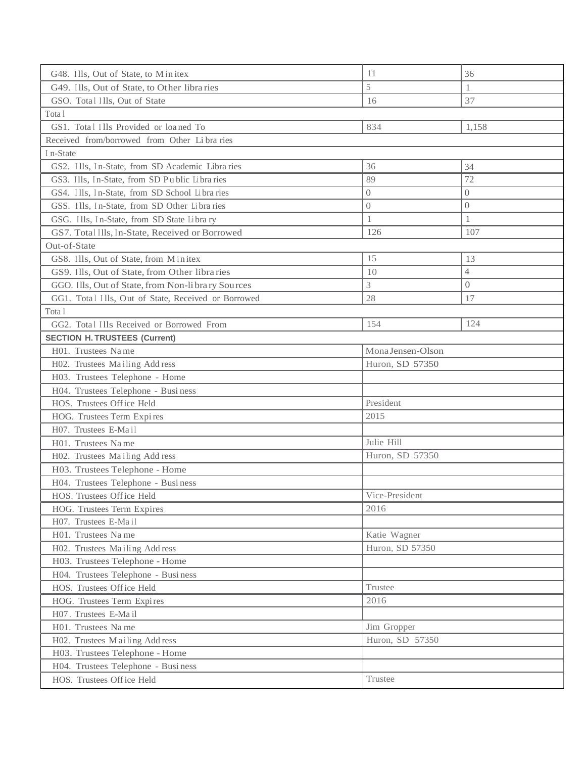| | | |
|---|---|---|
| G48. Ills, Out of State, to Minitex | 11 | 36 |
| G49. Ills, Out of State, to Other libraries | 5 | 1 |
| GSO. Total Ills, Out of State | 16 | 37 |
| Total | | |
| GS1. Total Ills Provided or loaned To | 834 | 1,158 |
| Received from/borrowed from Other Libraries | | |
| In-State | | |
| GS2. Ills, In-State, from SD Academic Libraries | 36 | 34 |
| GS3. Ills, In-State, from SD Public Libraries | 89 | 72 |
| GS4. Ills, In-State, from SD School Libraries | 0 | 0 |
| GSS. Ills, In-State, from SD Other Libraries | 0 | 0 |
| GSG. Ills, In-State, from SD State Library | 1 | 1 |
| GS7. Total Ills, In-State, Received or Borrowed | 126 | 107 |
| Out-of-State | | |
| GS8. Ills, Out of State, from Minitex | 15 | 13 |
| GS9. Ills, Out of State, from Other libraries | 10 | 4 |
| GGO. Ills, Out of State, from Non-library Sources | 3 | 0 |
| GG1. Total Ills, Out of State, Received or Borrowed | 28 | 17 |
| Total | | |
| GG2. Total Ills Received or Borrowed From | 154 | 124 |
| **SECTION H. TRUSTEES (Current)** | | |
| H01. Trustees Name | Mona Jensen-Olson | |
| H02. Trustees Mailing Address | Huron, SD 57350 | |
| H03. Trustees Telephone - Home | | |
| H04. Trustees Telephone - Business | | |
| HOS. Trustees Office Held | President | |
| HOG. Trustees Term Expires | 2015 | |
| H07. Trustees E-Mail | | |
| H01. Trustees Name | Julie Hill | |
| H02. Trustees Mailing Address | Huron, SD 57350 | |
| H03. Trustees Telephone - Home | | |
| H04. Trustees Telephone - Business | | |
| HOS. Trustees Office Held | Vice-President | |
| HOG. Trustees Term Expires | 2016 | |
| H07. Trustees E-Mail | | |
| H01. Trustees Name | Katie Wagner | |
| H02. Trustees Mailing Address | Huron, SD 57350 | |
| H03. Trustees Telephone - Home | | |
| H04. Trustees Telephone - Business | | |
| HOS. Trustees Office Held | Trustee | |
| HOG. Trustees Term Expires | 2016 | |
| H07. Trustees E-Mail | | |
| H01. Trustees Name | Jim Gropper | |
| H02. Trustees Mailing Address | Huron, SD 57350 | |
| H03. Trustees Telephone - Home | | |
| H04. Trustees Telephone - Business | | |
| HOS. Trustees Office Held | Trustee | |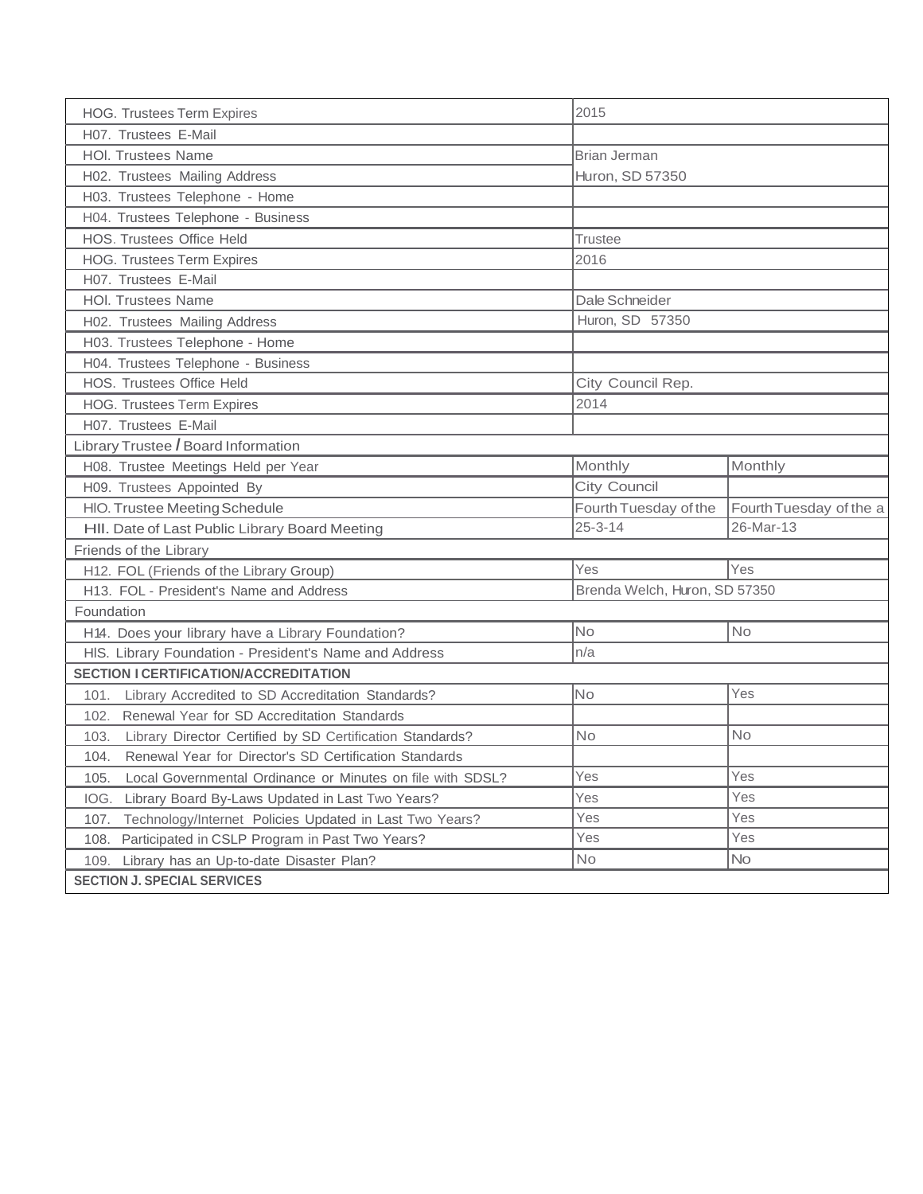| | | |
|---|---|---|
| HOG. Trustees Term Expires | 2015 | |
| H07. Trustees E-Mail | | |
| HOI. Trustees Name | Brian Jerman | |
| H02. Trustees Mailing Address | Huron, SD 57350 | |
| H03. Trustees Telephone - Home | | |
| H04. Trustees Telephone - Business | | |
| HOS. Trustees Office Held | Trustee | |
| HOG. Trustees Term Expires | 2016 | |
| H07. Trustees E-Mail | | |
| HOI. Trustees Name | Dale Schneider | |
| H02. Trustees Mailing Address | Huron, SD 57350 | |
| H03. Trustees Telephone - Home | | |
| H04. Trustees Telephone - Business | | |
| HOS. Trustees Office Held | City Council Rep. | |
| HOG. Trustees Term Expires | 2014 | |
| H07. Trustees E-Mail | | |
| Library Trustee / Board Information | | |
| H08. Trustee Meetings Held per Year | Monthly | Monthly |
| H09. Trustees Appointed By | City Council | |
| HIO. Trustee Meeting Schedule | Fourth Tuesday of the | Fourth Tuesday of the a |
| HII. Date of Last Public Library Board Meeting | 25-3-14 | 26-Mar-13 |
| Friends of the Library | | |
| H12. FOL (Friends of the Library Group) | Yes | Yes |
| H13. FOL - President's Name and Address | Brenda Welch, Huron, SD 57350 | |
| Foundation | | |
| H14. Does your library have a Library Foundation? | No | No |
| HIS. Library Foundation - President's Name and Address | n/a | |
| **SECTION I CERTIFICATION/ACCREDITATION** | | |
| 101. Library Accredited to SD Accreditation Standards? | No | Yes |
| 102. Renewal Year for SD Accreditation Standards | | |
| 103. Library Director Certified by SD Certification Standards? | No | No |
| 104. Renewal Year for Director's SD Certification Standards | | |
| 105. Local Governmental Ordinance or Minutes on file with SDSL? | Yes | Yes |
| IOG. Library Board By-Laws Updated in Last Two Years? | Yes | Yes |
| 107. Technology/Internet Policies Updated in Last Two Years? | Yes | Yes |
| 108. Participated in CSLP Program in Past Two Years? | Yes | Yes |
| 109. Library has an Up-to-date Disaster Plan? | No | No |
| **SECTION J. SPECIAL SERVICES** | | |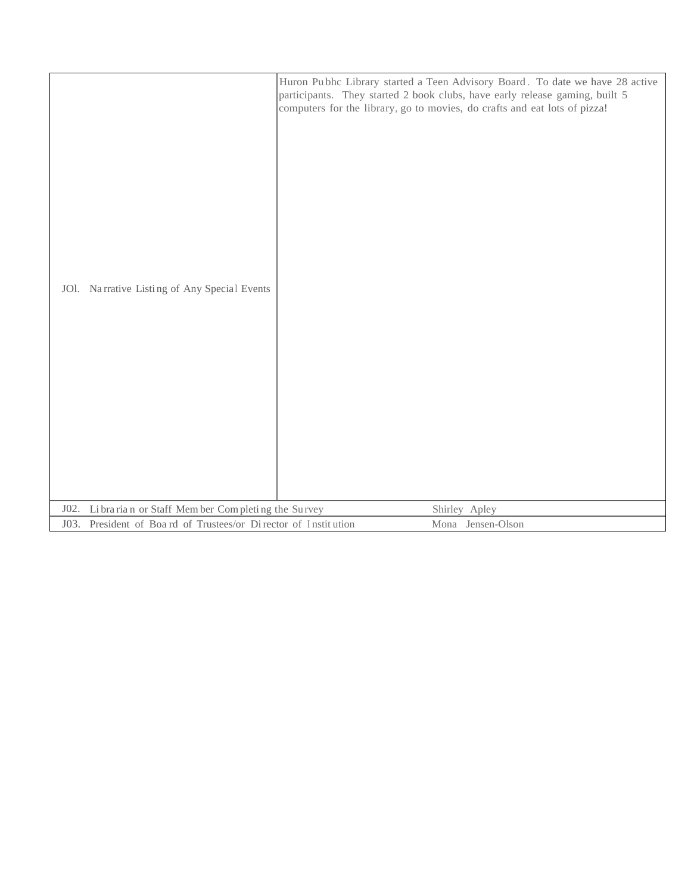| | |
|---|---|
| JOl. Narrative Listing of Any Special Events | Huron Pubhc Library started a Teen Advisory Board. To date we have 28 active participants. They started 2 book clubs, have early release gaming, built 5 computers for the library, go to movies, do crafts and eat lots of pizza! |
| J02. Librarian or Staff Member Completing the Survey | Shirley Apley |
| J03. President of Board of Trustees/or Director of Institution | Mona Jensen-Olson |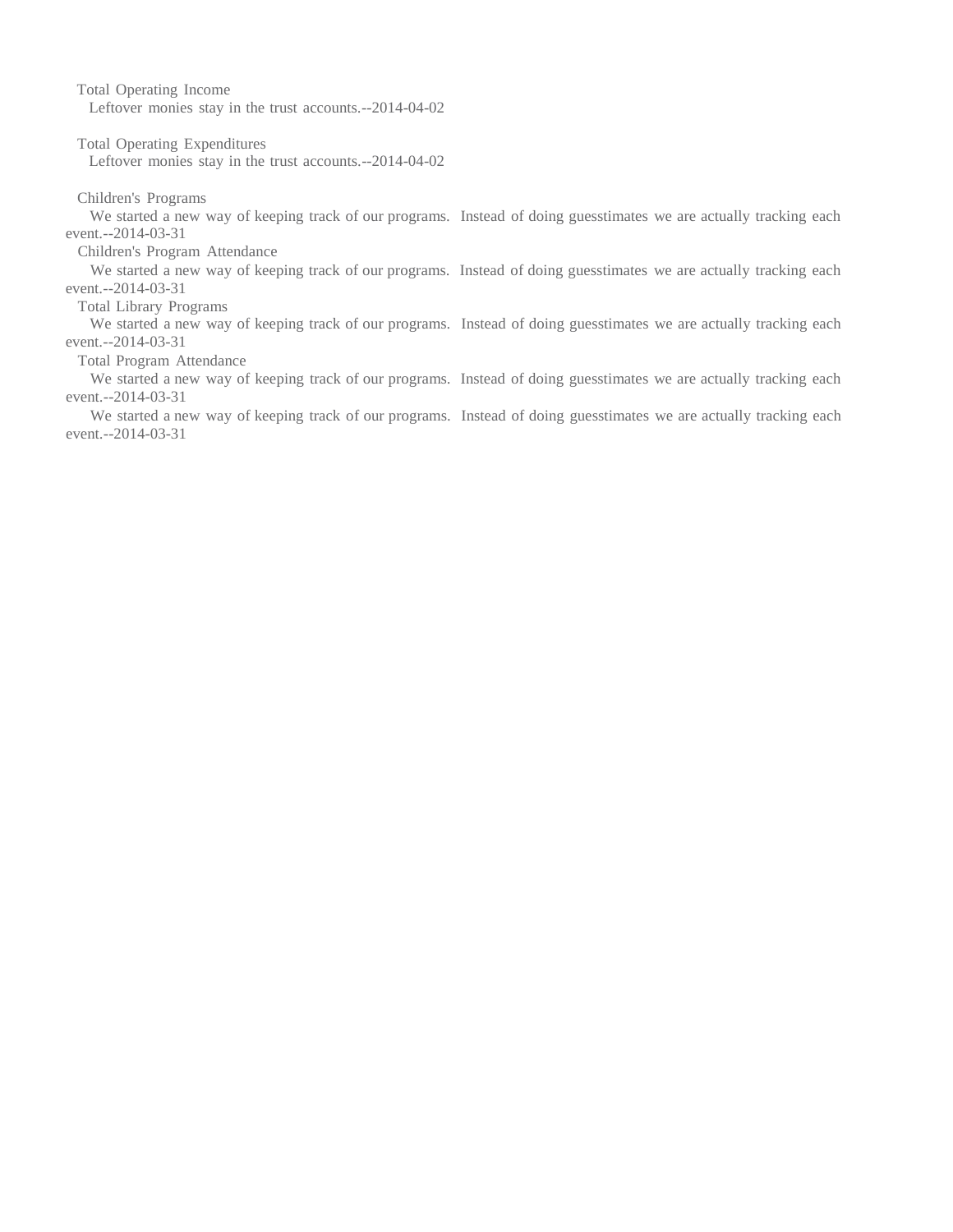Total Operating Income

Leftover monies stay in the trust accounts.--2014-04-02

Total Operating Expenditures

Leftover monies stay in the trust accounts.--2014-04-02

Children's Programs

We started a new way of keeping track of our programs. Instead of doing guesstimates we are actually tracking each event.--2014-03-31

Children's Program Attendance

We started a new way of keeping track of our programs. Instead of doing guesstimates we are actually tracking each event.--2014-03-31

Total Library Programs

We started a new way of keeping track of our programs. Instead of doing guesstimates we are actually tracking each event.--2014-03-31

Total Program Attendance

We started a new way of keeping track of our programs. Instead of doing guesstimates we are actually tracking each event.--2014-03-31

We started a new way of keeping track of our programs. Instead of doing guesstimates we are actually tracking each event.--2014-03-31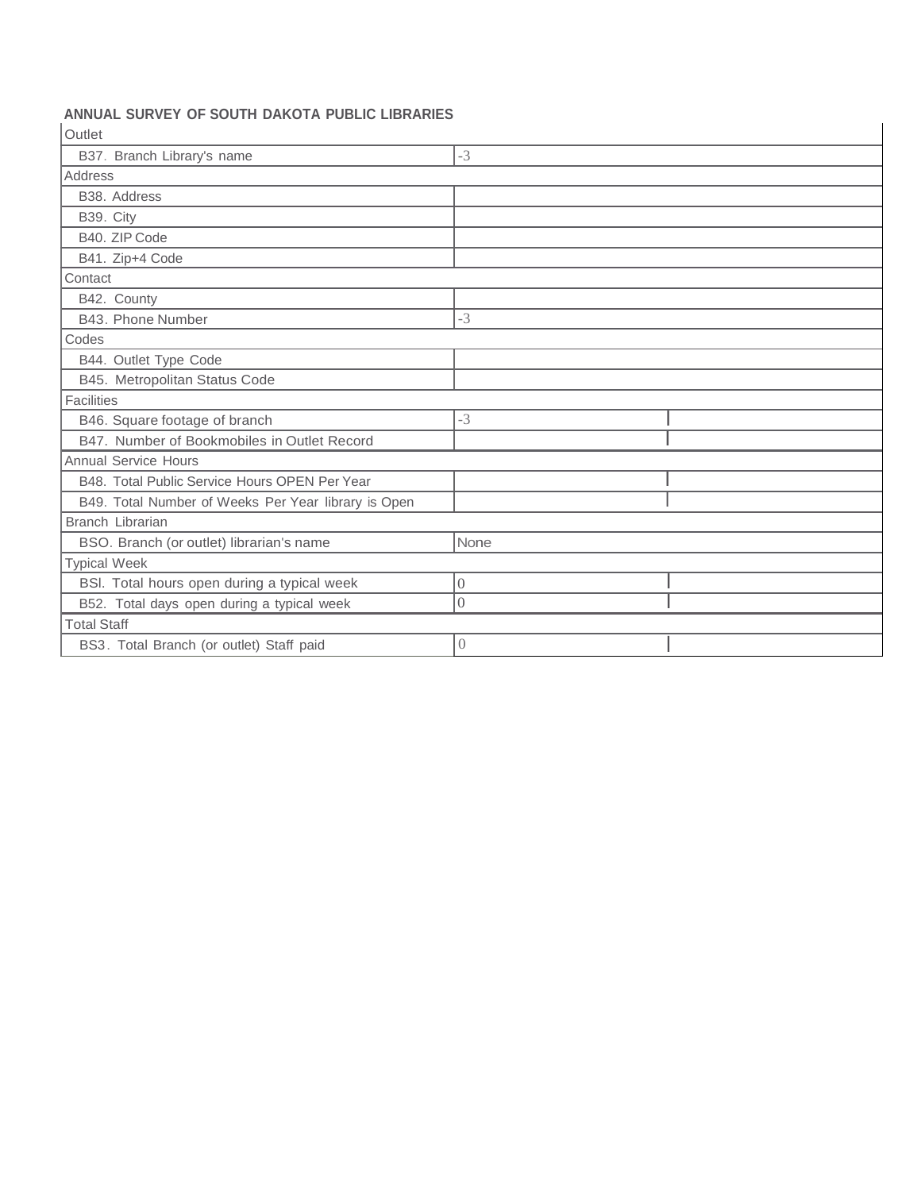**ANNUAL SURVEY OF SOUTH DAKOTA PUBLIC LIBRARIES**

| Outlet | | |
|---|---|---|
| B37. Branch Library's name | -3 | |
| **Address** | | |
| B38. Address | | |
| B39. City | | |
| B40. ZIP Code | | |
| B41. Zip+4 Code | | |
| **Contact** | | |
| B42. County | | |
| B43. Phone Number | -3 | |
| **Codes** | | |
| B44. Outlet Type Code | | |
| B45. Metropolitan Status Code | | |
| **Facilities** | | |
| B46. Square footage of branch | -3 | |
| B47. Number of Bookmobiles in Outlet Record | | |
| **Annual Service Hours** | | |
| B48. Total Public Service Hours OPEN Per Year | | |
| B49. Total Number of Weeks Per Year library is Open | | |
| **Branch Librarian** | | |
| BSO. Branch (or outlet) librarian's name | None | |
| **Typical Week** | | |
| BSl. Total hours open during a typical week | 0 | |
| B52. Total days open during a typical week | 0 | |
| **Total Staff** | | |
| BS3. Total Branch (or outlet) Staff paid | 0 | |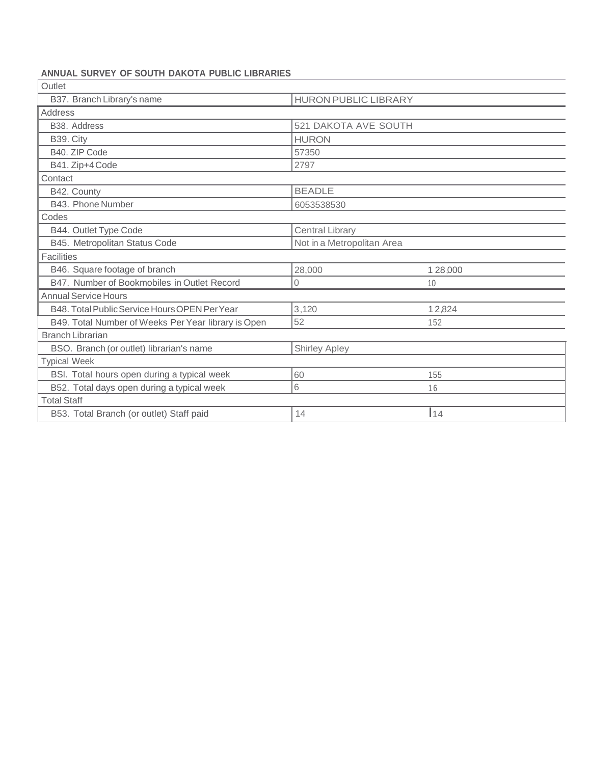**ANNUAL SURVEY OF SOUTH DAKOTA PUBLIC LIBRARIES**

| | | |
|---|---|---|
| Outlet | | |
| B37. Branch Library's name | HURON PUBLIC LIBRARY | |
| Address | | |
| B38. Address | 521 DAKOTA AVE SOUTH | |
| B39. City | HURON | |
| B40. ZIP Code | 57350 | |
| B41. Zip+4 Code | 2797 | |
| Contact | | |
| B42. County | BEADLE | |
| B43. Phone Number | 6053538530 | |
| Codes | | |
| B44. Outlet Type Code | Central Library | |
| B45. Metropolitan Status Code | Not in a Metropolitan Area | |
| Facilities | | |
| B46. Square footage of branch | 28,000 | 1 28,000 |
| B47. Number of Bookmobiles in Outlet Record | 0 | 10 |
| Annual Service Hours | | |
| B48. Total Public Service Hours OPEN Per Year | 3,120 | 1 2,824 |
| B49. Total Number of Weeks Per Year library is Open | 52 | 152 |
| Branch Librarian | | |
| BSO. Branch (or outlet) librarian's name | Shirley Apley | |
| Typical Week | | |
| BSI. Total hours open during a typical week | 60 | 155 |
| B52. Total days open during a typical week | 6 | 16 |
| Total Staff | | |
| B53. Total Branch (or outlet) Staff paid | 14 | 14 |